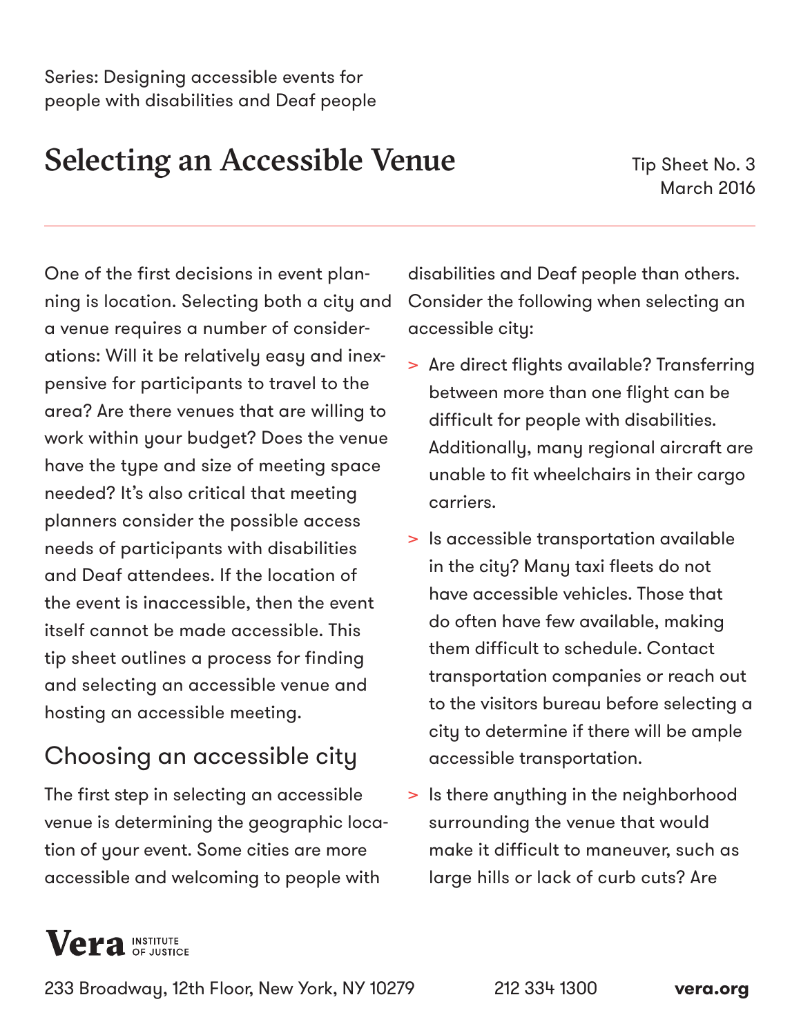Series: Designing accessible events for people with disabilities and Deaf people

# Selecting an Accessible Venue

Tip Sheet No. 3
March 2016

One of the first decisions in event planning is location. Selecting both a city and a venue requires a number of considerations: Will it be relatively easy and inexpensive for participants to travel to the area? Are there venues that are willing to work within your budget? Does the venue have the type and size of meeting space needed? It's also critical that meeting planners consider the possible access needs of participants with disabilities and Deaf attendees. If the location of the event is inaccessible, then the event itself cannot be made accessible. This tip sheet outlines a process for finding and selecting an accessible venue and hosting an accessible meeting.

## Choosing an accessible city

The first step in selecting an accessible venue is determining the geographic location of your event. Some cities are more accessible and welcoming to people with disabilities and Deaf people than others. Consider the following when selecting an accessible city:

> Are direct flights available? Transferring between more than one flight can be difficult for people with disabilities. Additionally, many regional aircraft are unable to fit wheelchairs in their cargo carriers.

> Is accessible transportation available in the city? Many taxi fleets do not have accessible vehicles. Those that do often have few available, making them difficult to schedule. Contact transportation companies or reach out to the visitors bureau before selecting a city to determine if there will be ample accessible transportation.

> Is there anything in the neighborhood surrounding the venue that would make it difficult to maneuver, such as large hills or lack of curb cuts? Are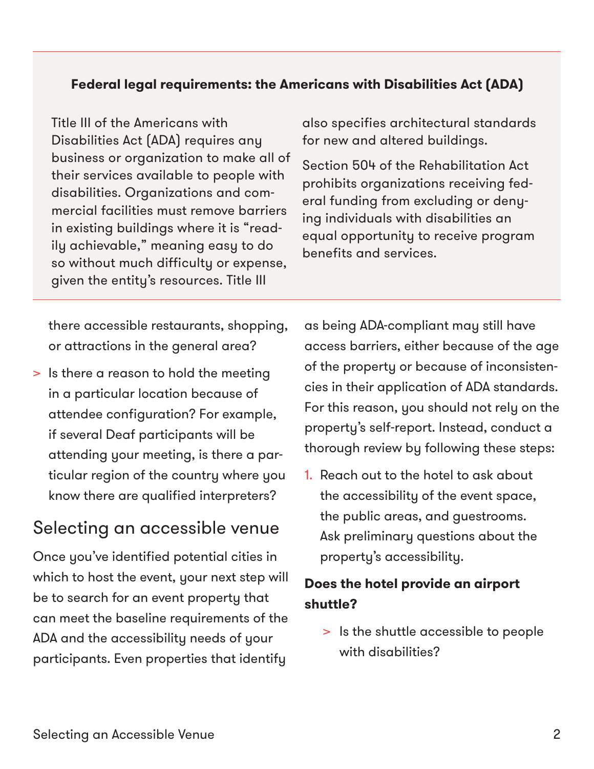**Federal legal requirements: the Americans with Disabilities Act (ADA)**

Title III of the Americans with Disabilities Act (ADA) requires any business or organization to make all of their services available to people with disabilities. Organizations and commercial facilities must remove barriers in existing buildings where it is "readily achievable," meaning easy to do so without much difficulty or expense, given the entity's resources. Title III also specifies architectural standards for new and altered buildings.

Section 504 of the Rehabilitation Act prohibits organizations receiving federal funding from excluding or denying individuals with disabilities an equal opportunity to receive program benefits and services.

there accessible restaurants, shopping, or attractions in the general area?

> Is there a reason to hold the meeting in a particular location because of attendee configuration? For example, if several Deaf participants will be attending your meeting, is there a particular region of the country where you know there are qualified interpreters?

## Selecting an accessible venue

Once you've identified potential cities in which to host the event, your next step will be to search for an event property that can meet the baseline requirements of the ADA and the accessibility needs of your participants. Even properties that identify as being ADA-compliant may still have access barriers, either because of the age of the property or because of inconsistencies in their application of ADA standards. For this reason, you should not rely on the property's self-report. Instead, conduct a thorough review by following these steps:

1. Reach out to the hotel to ask about the accessibility of the event space, the public areas, and guestrooms. Ask preliminary questions about the property's accessibility.

**Does the hotel provide an airport shuttle?**

> Is the shuttle accessible to people with disabilities?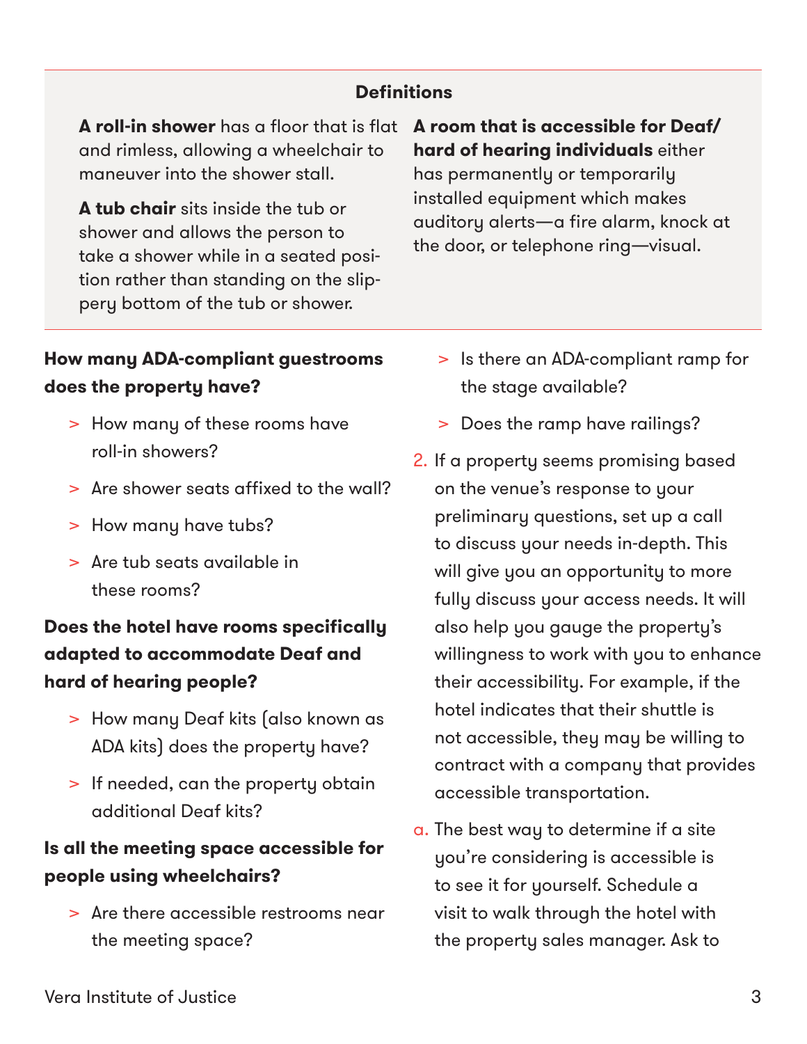**Definitions**

**A roll-in shower** has a floor that is flat and rimless, allowing a wheelchair to maneuver into the shower stall.

**A tub chair** sits inside the tub or shower and allows the person to take a shower while in a seated position rather than standing on the slippery bottom of the tub or shower.

**A room that is accessible for Deaf/hard of hearing individuals** either has permanently or temporarily installed equipment which makes auditory alerts—a fire alarm, knock at the door, or telephone ring—visual.

**How many ADA-compliant guestrooms does the property have?**

> How many of these rooms have roll-in showers?
> Are shower seats affixed to the wall?
> How many have tubs?
> Are tub seats available in these rooms?

**Does the hotel have rooms specifically adapted to accommodate Deaf and hard of hearing people?**

> How many Deaf kits (also known as ADA kits) does the property have?
> If needed, can the property obtain additional Deaf kits?

**Is all the meeting space accessible for people using wheelchairs?**

> Are there accessible restrooms near the meeting space?
> Is there an ADA-compliant ramp for the stage available?
> Does the ramp have railings?

2. If a property seems promising based on the venue's response to your preliminary questions, set up a call to discuss your needs in-depth. This will give you an opportunity to more fully discuss your access needs. It will also help you gauge the property's willingness to work with you to enhance their accessibility. For example, if the hotel indicates that their shuttle is not accessible, they may be willing to contract with a company that provides accessible transportation.

a. The best way to determine if a site you're considering is accessible is to see it for yourself. Schedule a visit to walk through the hotel with the property sales manager. Ask to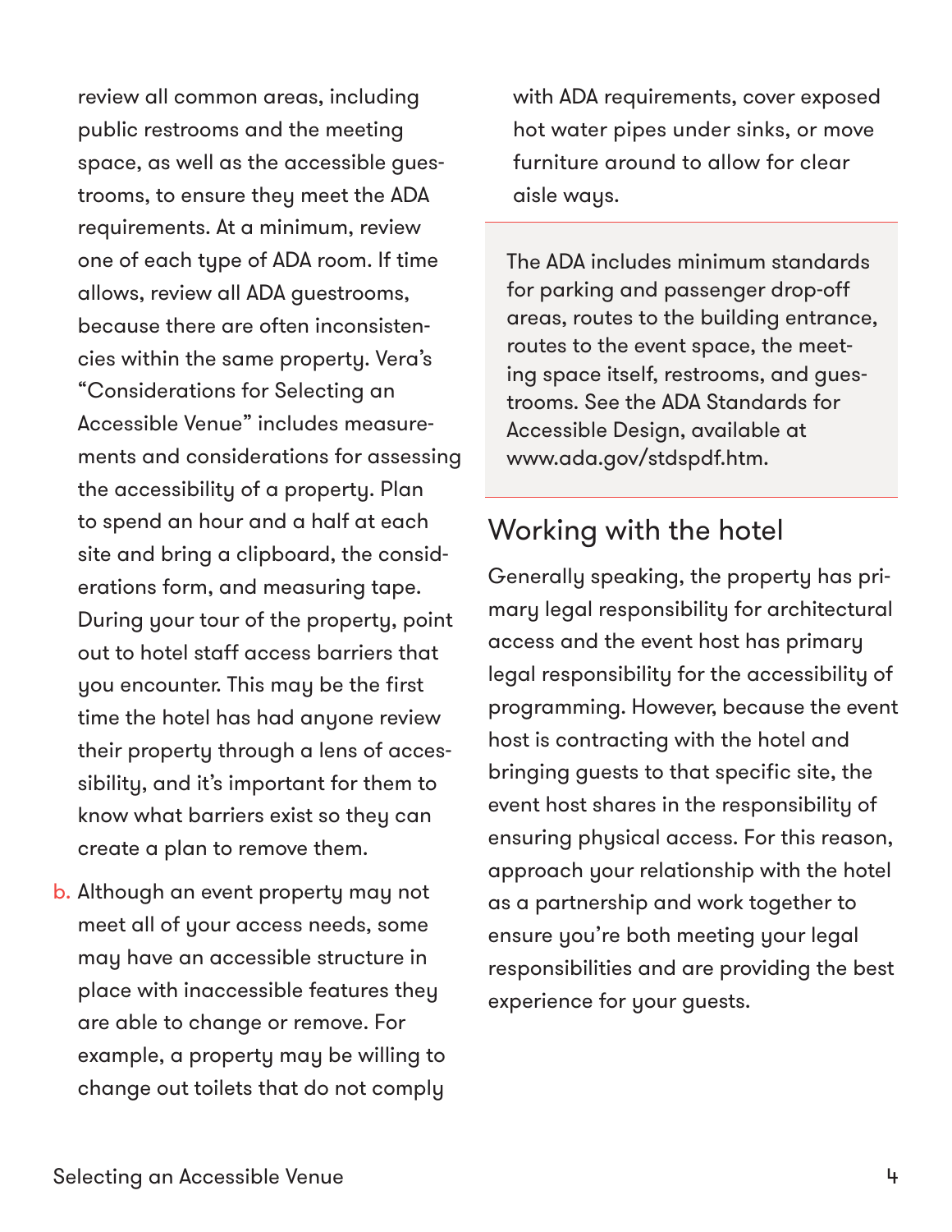review all common areas, including public restrooms and the meeting space, as well as the accessible guestrooms, to ensure they meet the ADA requirements. At a minimum, review one of each type of ADA room. If time allows, review all ADA guestrooms, because there are often inconsistencies within the same property. Vera's "Considerations for Selecting an Accessible Venue" includes measurements and considerations for assessing the accessibility of a property. Plan to spend an hour and a half at each site and bring a clipboard, the considerations form, and measuring tape. During your tour of the property, point out to hotel staff access barriers that you encounter. This may be the first time the hotel has had anyone review their property through a lens of accessibility, and it's important for them to know what barriers exist so they can create a plan to remove them.

b. Although an event property may not meet all of your access needs, some may have an accessible structure in place with inaccessible features they are able to change or remove. For example, a property may be willing to change out toilets that do not comply with ADA requirements, cover exposed hot water pipes under sinks, or move furniture around to allow for clear aisle ways.

> The ADA includes minimum standards for parking and passenger drop-off areas, routes to the building entrance, routes to the event space, the meeting space itself, restrooms, and guestrooms. See the ADA Standards for Accessible Design, available at www.ada.gov/stdspdf.htm.

## Working with the hotel

Generally speaking, the property has primary legal responsibility for architectural access and the event host has primary legal responsibility for the accessibility of programming. However, because the event host is contracting with the hotel and bringing guests to that specific site, the event host shares in the responsibility of ensuring physical access. For this reason, approach your relationship with the hotel as a partnership and work together to ensure you're both meeting your legal responsibilities and are providing the best experience for your guests.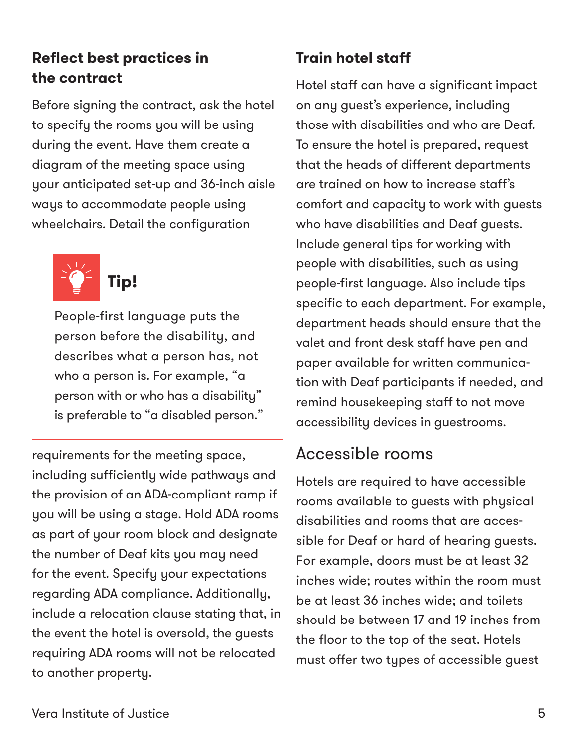### Reflect best practices in the contract

Before signing the contract, ask the hotel to specify the rooms you will be using during the event. Have them create a diagram of the meeting space using your anticipated set-up and 36-inch aisle ways to accommodate people using wheelchairs. Detail the configuration requirements for the meeting space, including sufficiently wide pathways and the provision of an ADA-compliant ramp if you will be using a stage. Hold ADA rooms as part of your room block and designate the number of Deaf kits you may need for the event. Specify your expectations regarding ADA compliance. Additionally, include a relocation clause stating that, in the event the hotel is oversold, the guests requiring ADA rooms will not be relocated to another property.

> **Tip!**
>
> People-first language puts the person before the disability, and describes what a person has, not who a person is. For example, "a person with or who has a disability" is preferable to "a disabled person."

### Train hotel staff

Hotel staff can have a significant impact on any guest's experience, including those with disabilities and who are Deaf. To ensure the hotel is prepared, request that the heads of different departments are trained on how to increase staff's comfort and capacity to work with guests who have disabilities and Deaf guests. Include general tips for working with people with disabilities, such as using people-first language. Also include tips specific to each department. For example, department heads should ensure that the valet and front desk staff have pen and paper available for written communication with Deaf participants if needed, and remind housekeeping staff to not move accessibility devices in guestrooms.

## Accessible rooms

Hotels are required to have accessible rooms available to guests with physical disabilities and rooms that are accessible for Deaf or hard of hearing guests. For example, doors must be at least 32 inches wide; routes within the room must be at least 36 inches wide; and toilets should be between 17 and 19 inches from the floor to the top of the seat. Hotels must offer two types of accessible guest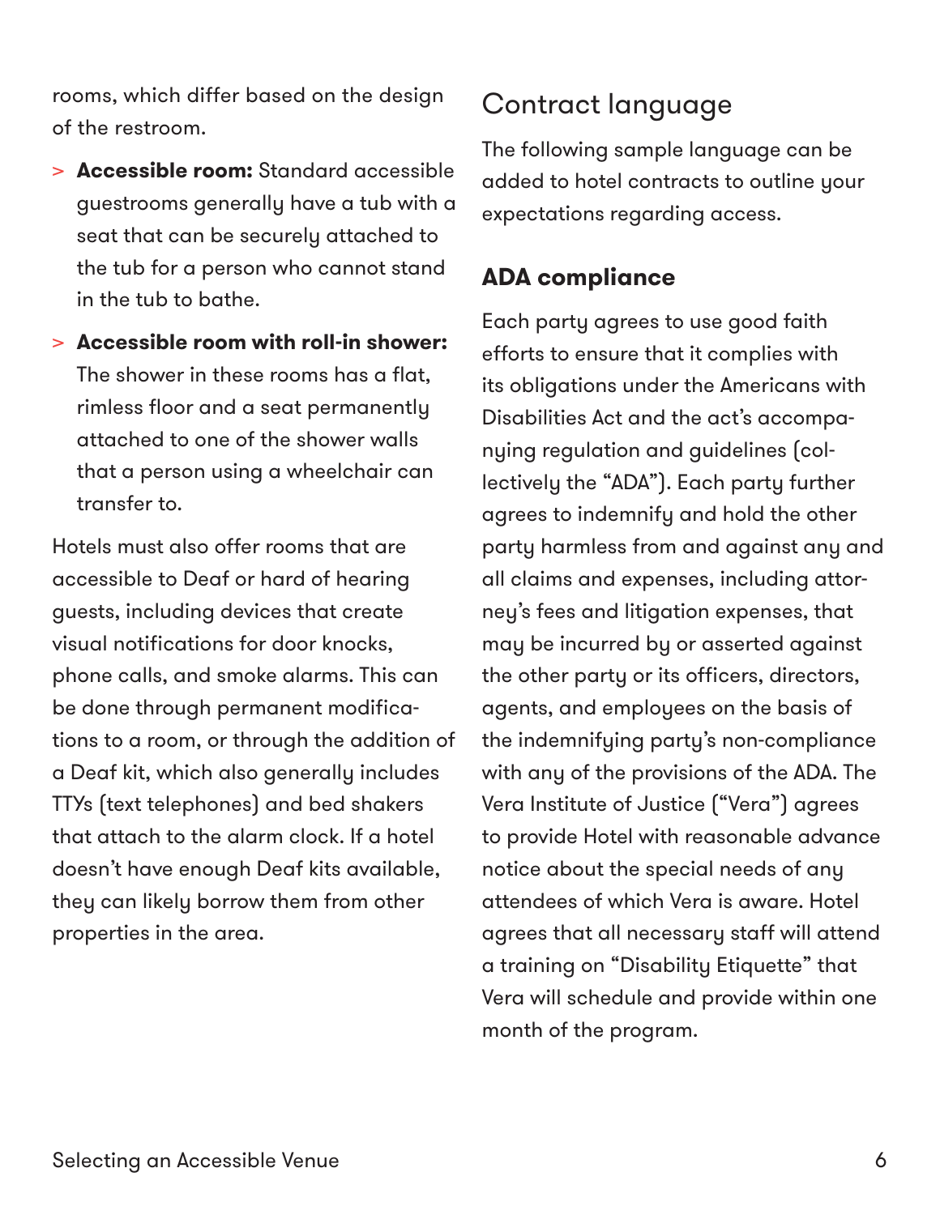rooms, which differ based on the design of the restroom.

- **Accessible room:** Standard accessible guestrooms generally have a tub with a seat that can be securely attached to the tub for a person who cannot stand in the tub to bathe.
- **Accessible room with roll-in shower:** The shower in these rooms has a flat, rimless floor and a seat permanently attached to one of the shower walls that a person using a wheelchair can transfer to.

Hotels must also offer rooms that are accessible to Deaf or hard of hearing guests, including devices that create visual notifications for door knocks, phone calls, and smoke alarms. This can be done through permanent modifications to a room, or through the addition of a Deaf kit, which also generally includes TTYs (text telephones) and bed shakers that attach to the alarm clock. If a hotel doesn't have enough Deaf kits available, they can likely borrow them from other properties in the area.

## Contract language

The following sample language can be added to hotel contracts to outline your expectations regarding access.

### ADA compliance

Each party agrees to use good faith efforts to ensure that it complies with its obligations under the Americans with Disabilities Act and the act's accompanying regulation and guidelines (collectively the "ADA"). Each party further agrees to indemnify and hold the other party harmless from and against any and all claims and expenses, including attorney's fees and litigation expenses, that may be incurred by or asserted against the other party or its officers, directors, agents, and employees on the basis of the indemnifying party's non-compliance with any of the provisions of the ADA. The Vera Institute of Justice ("Vera") agrees to provide Hotel with reasonable advance notice about the special needs of any attendees of which Vera is aware. Hotel agrees that all necessary staff will attend a training on "Disability Etiquette" that Vera will schedule and provide within one month of the program.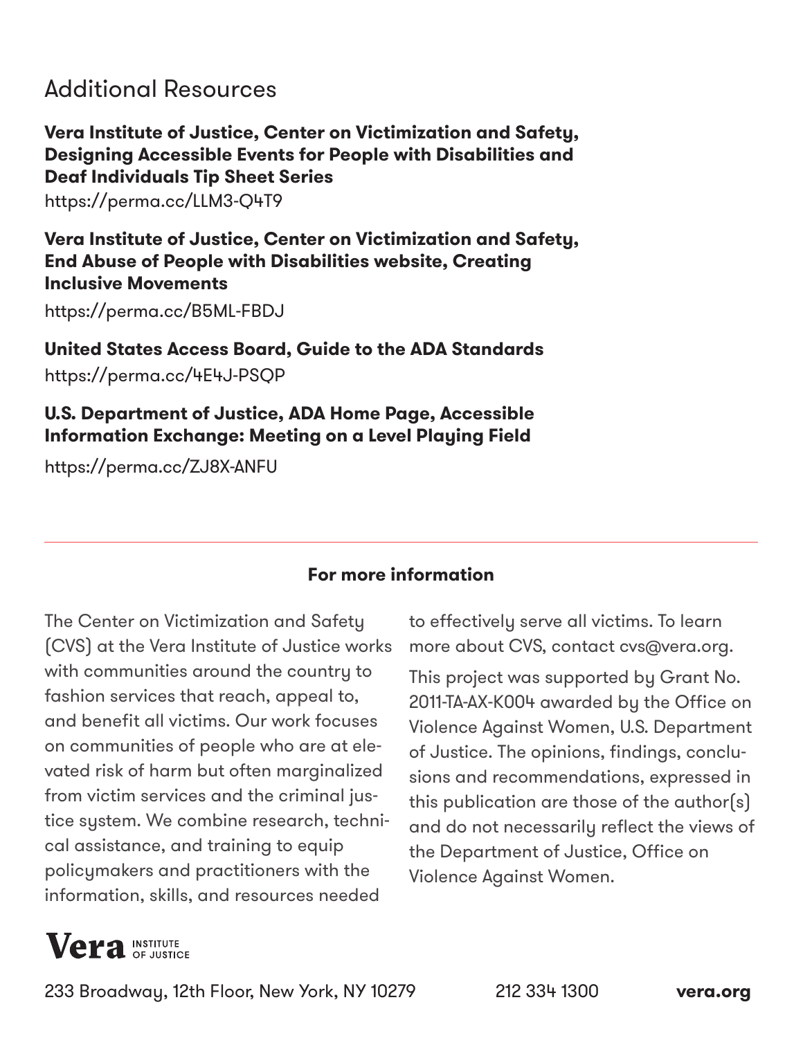## Additional Resources

**Vera Institute of Justice, Center on Victimization and Safety, Designing Accessible Events for People with Disabilities and Deaf Individuals Tip Sheet Series**

https://perma.cc/LLM3-Q4T9

**Vera Institute of Justice, Center on Victimization and Safety, End Abuse of People with Disabilities website, Creating Inclusive Movements**

https://perma.cc/B5ML-FBDJ

**United States Access Board, Guide to the ADA Standards**

https://perma.cc/4E4J-PSQP

**U.S. Department of Justice, ADA Home Page, Accessible Information Exchange: Meeting on a Level Playing Field**

https://perma.cc/ZJ8X-ANFU

---

**For more information**

The Center on Victimization and Safety (CVS) at the Vera Institute of Justice works with communities around the country to fashion services that reach, appeal to, and benefit all victims. Our work focuses on communities of people who are at elevated risk of harm but often marginalized from victim services and the criminal justice system. We combine research, technical assistance, and training to equip policymakers and practitioners with the information, skills, and resources needed to effectively serve all victims. To learn more about CVS, contact cvs@vera.org.

This project was supported by Grant No. 2011-TA-AX-K004 awarded by the Office on Violence Against Women, U.S. Department of Justice. The opinions, findings, conclusions and recommendations, expressed in this publication are those of the author(s) and do not necessarily reflect the views of the Department of Justice, Office on Violence Against Women.

**Vera** INSTITUTE OF JUSTICE

233 Broadway, 12th Floor, New York, NY 10279    212 334 1300    **vera.org**